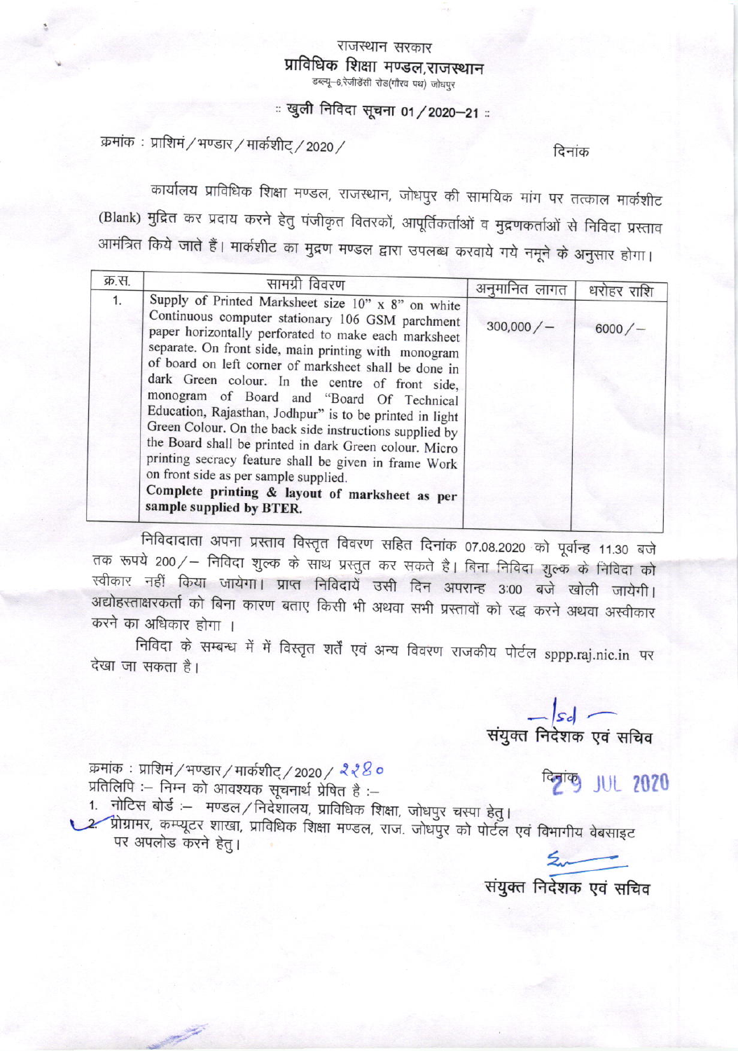राजस्थान सरकार

# प्राविधिक शिक्षा मण्डल,राजस्थान

डब्ल्यू–6,रेजीडेंसी रोड(गौरव पथ) जोधपुर

## :: खुली निविदा सूचना 01/2020–21 ::

क्रमांक : प्राशिमं/भण्डार/मार्कशीट्/2020/ दिनांक

कार्यालय प्राविधिक शिक्षा मण्डल, राजस्थान, जोधपुर की सामयिक मांग पर तत्काल मार्कशीट (Blank) मुद्रित कर प्रदाय करने हेतु पंजीकृत वितरकों, आपूर्तिकर्ताओं व मुद्रणकर्ताओं से निविदा प्रस्ताव आमंत्रित किये जाते हैं। मार्कशीट का मुद्रण मण्डल द्वारा उपलब्ध करवाये गये नमूने के अनुसार होगा।

| क्र.स. | सामग्री विवरण | अनुमानित लागत | धरोहर राशि |
|---|---|---|---|
| 1. | Supply of Printed Marksheet size 10" x 8" on white Continuous computer stationary 106 GSM parchment paper horizontally perforated to make each marksheet separate. On front side, main printing with monogram of board on left corner of marksheet shall be done in dark Green colour. In the centre of front side, monogram of Board and "Board Of Technical Education, Rajasthan, Jodhpur" is to be printed in light Green Colour. On the back side instructions supplied by the Board shall be printed in dark Green colour. Micro printing secracy feature shall be given in frame Work on front side as per sample supplied. **Complete printing & layout of marksheet as per sample supplied by BTER.** | 300,000/– | 6000/– |

निविदादाता अपना प्रस्ताव विस्तृत विवरण सहित दिनांक 07.08.2020 को पूर्वान्ह 11.30 बजे तक रूपये 200/– निविदा शुल्क के साथ प्रस्तुत कर सकते है। बिना निविदा शुल्क के निविदा को स्वीकार नहीं किया जायेगा। प्राप्त निविदायें उसी दिन अपरान्ह 3:00 बजे खोली जायेगी। अद्योहस्ताक्षरकर्ता को बिना कारण बताए किसी भी अथवा सभी प्रस्तावों को रद्ध करने अथवा अस्वीकार करने का अधिकार होगा ।

निविदा के सम्बन्ध में में विस्तृत शर्तें एवं अन्य विवरण राजकीय पोर्टल sppp.raj.nic.in पर देखा जा सकता है।

/sd

संयुक्त निदेशक एवं सचिव

क्रमांक : प्राशिमं/भण्डार/मार्कशीट्/2020/ 2280 दिनांक 29 JUL 2020

प्रतिलिपि :– निम्न को आवश्यक सूचनार्थ प्रेषित है :–

1. नोटिस बोर्ड :– मण्डल/निदेशालय, प्राविधिक शिक्षा, जोधपुर चस्पा हेतु।
2. प्रोग्रामर, कम्प्यूटर शाखा, प्राविधिक शिक्षा मण्डल, राज. जोधपुर को पोर्टल एवं विभागीय वेबसाइट पर अपलोड करने हेतु।

संयुक्त निदेशक एवं सचिव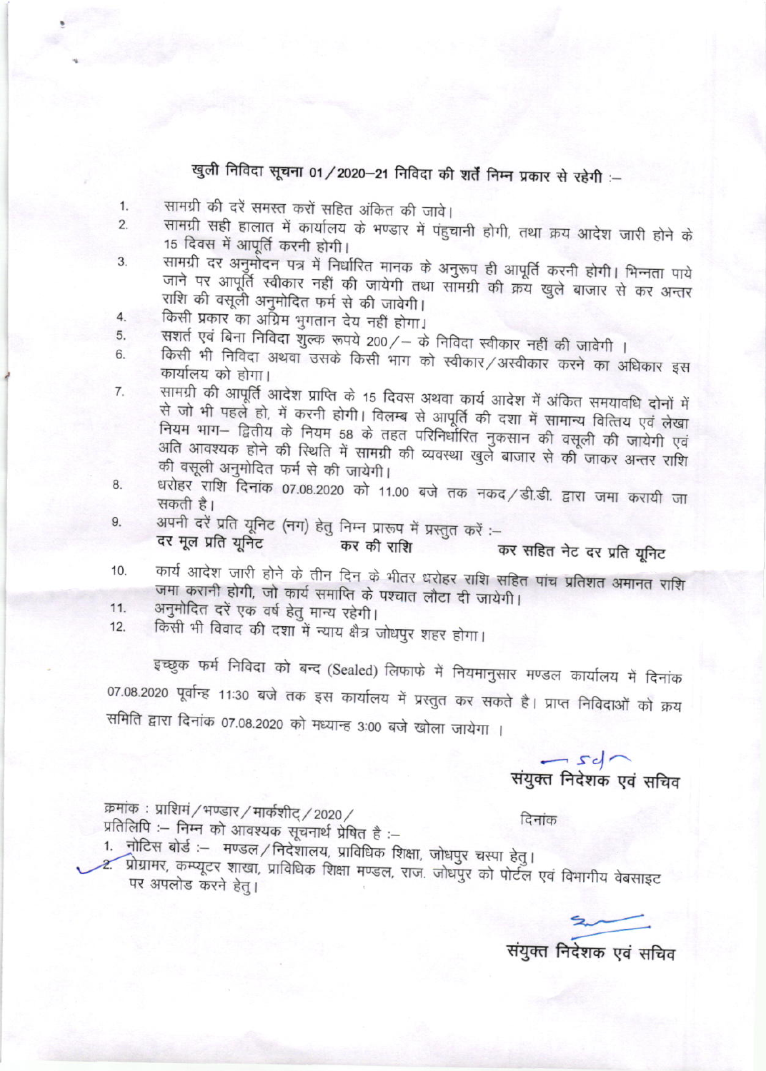## खुली निविदा सूचना 01/2020–21 निविदा की शर्तें निम्न प्रकार से रहेगी :–

1. सामग्री की दरें समस्त करों सहित अंकित की जावे।
2. सामग्री सही हालात में कार्यालय के भण्डार में पंहुचानी होगी, तथा क्रय आदेश जारी होने के 15 दिवस में आपूर्ति करनी होगी।
3. सामग्री दर अनुमोदन पत्र में निर्धारित मानक के अनुरूप ही आपूर्ति करनी होगी। भिन्नता पाये जाने पर आपूर्ति स्वीकार नहीं की जायेगी तथा सामग्री की क्रय खुले बाजार से कर अन्तर राशि की वसूली अनुमोदित फर्म से की जावेगी।
4. किसी प्रकार का अग्रिम भुगतान देय नहीं होगा।
5. सशर्त एवं बिना निविदा शुल्क रूपये 200/– के निविदा स्वीकार नहीं की जावेगी ।
6. किसी भी निविदा अथवा उसके किसी भाग को स्वीकार/अस्वीकार करने का अधिकार इस कार्यालय को होगा।
7. सामग्री की आपूर्ति आदेश प्राप्ति के 15 दिवस अथवा कार्य आदेश में अंकित समयावधि दोनों में से जो भी पहले हो, में करनी होगी। विलम्ब से आपूर्ति की दशा में सामान्य वित्तिय एवं लेखा नियम भाग– द्वितीय के नियम 58 के तहत परिनिर्धारित नुकसान की वसूली की जायेगी एवं अति आवश्यक होने की स्थिति में सामग्री की व्यवस्था खुले बाजार से की जाकर अन्तर राशि की वसूली अनुमोदित फर्म से की जायेगी।
8. धरोहर राशि दिनांक 07.08.2020 को 11.00 बजे तक नकद/डी.डी. द्वारा जमा करायी जा सकती है।
9. अपनी दरें प्रति यूनिट (नग) हेतु निम्न प्रारूप में प्रस्तुत करें :–

   **दर मूल प्रति यूनिट** | **कर की राशि** | **कर सहित नेट दर प्रति यूनिट**

10. कार्य आदेश जारी होने के तीन दिन के भीतर धरोहर राशि सहित पांच प्रतिशत अमानत राशि जमा करानी होगी, जो कार्य समाप्ति के पश्चात लौटा दी जायेगी।
11. अनुमोदित दरें एक वर्ष हेतु मान्य रहेगी।
12. किसी भी विवाद की दशा में न्याय क्षेत्र जोधपुर शहर होगा।

इच्छुक फर्म निविदा को बन्द (Sealed) लिफाफे में नियमानुसार मण्डल कार्यालय मे दिनांक 07.08.2020 पूर्वान्ह 11:30 बजे तक इस कार्यालय में प्रस्तुत कर सकते है। प्राप्त निविदाओं को क्रय समिति द्वारा दिनांक 07.08.2020 को मध्यान्ह 3:00 बजे खोला जायेगा ।

sd/-
संयुक्त निदेशक एवं सचिव

क्रमांक : प्राशिमं/भण्डार/मार्कशीट्/2020/ दिनांक

प्रतिलिपि :– निम्न को आवश्यक सूचनार्थ प्रेषित है :–

1. नोटिस बोर्ड :– मण्डल/निदेशालय, प्राविधिक शिक्षा, जोधपुर चस्पा हेतु।
2. प्रोग्रामर, कम्प्यूटर शाखा, प्राविधिक शिक्षा मण्डल, राज. जोधपुर को पोर्टल एवं विभागीय वेबसाइट पर अपलोड करने हेतु।

संयुक्त निदेशक एवं सचिव